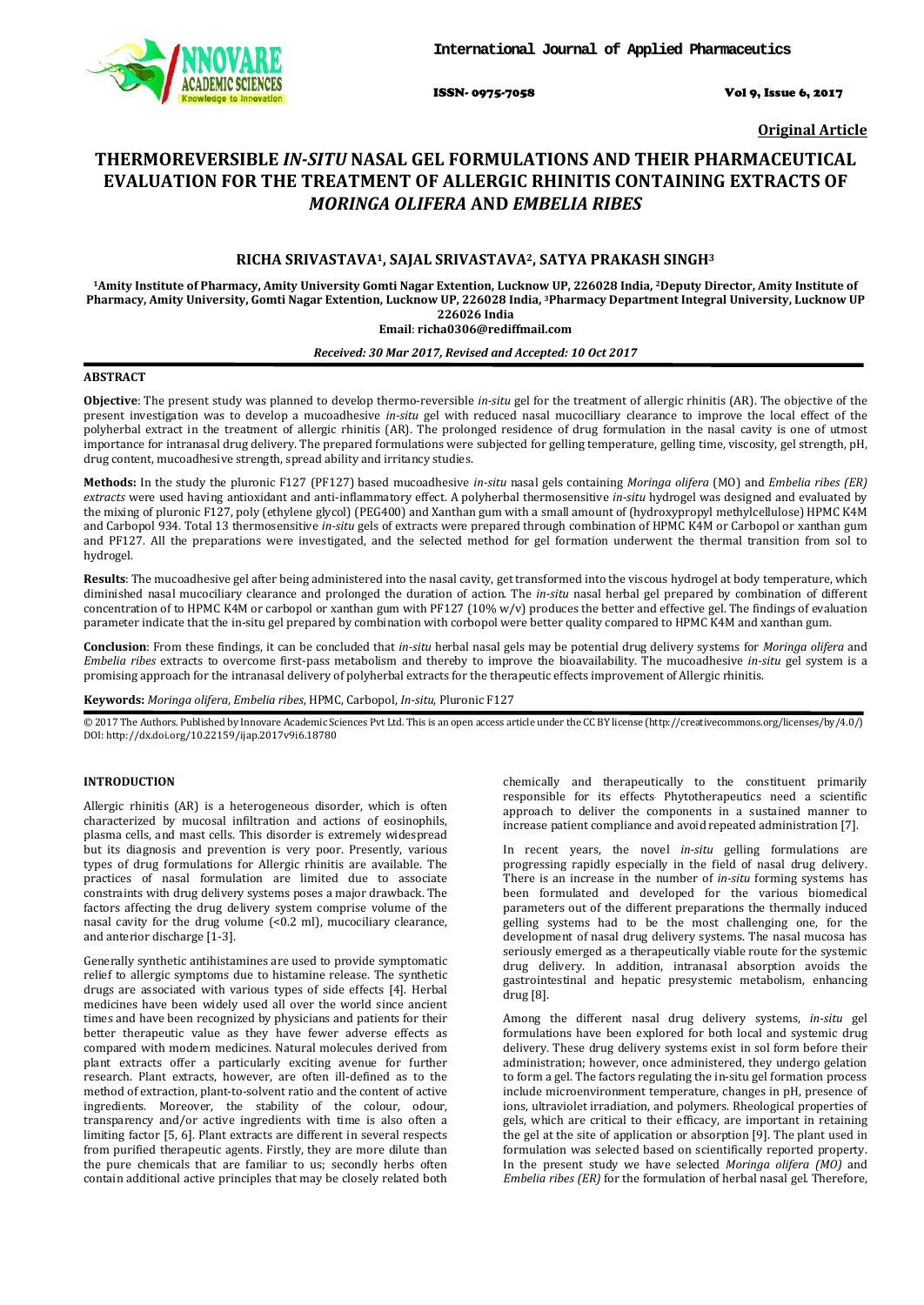**Original Article**

# THERMOREVERSIBLE *IN-SITU* NASAL GEL FORMULATIONS AND THEIR PHARMACEUTICAL EVALUATION FOR THE TREATMENT OF ALLERGIC RHINITIS CONTAINING EXTRACTS OF *MORINGA OLIFERA* AND *EMBELIA RIBES*

**RICHA SRIVASTAVA[1], SAJAL SRIVASTAVA[2], SATYA PRAKASH SINGH[3]**

**[1]Amity Institute of Pharmacy, Amity University Gomti Nagar Extention, Lucknow UP, 226028 India, [2]Deputy Director, Amity Institute of Pharmacy, Amity University, Gomti Nagar Extention, Lucknow UP, 226028 India, [3]Pharmacy Department Integral University, Lucknow UP 226026 India**

**Email: richa0306@rediffmail.com**

***Received: 30 Mar 2017, Revised and Accepted: 10 Oct 2017***

## ABSTRACT

**Objective**: The present study was planned to develop thermo-reversible *in-situ* gel for the treatment of allergic rhinitis (AR). The objective of the present investigation was to develop a mucoadhesive *in-situ* gel with reduced nasal mucocilliary clearance to improve the local effect of the polyherbal extract in the treatment of allergic rhinitis (AR). The prolonged residence of drug formulation in the nasal cavity is one of utmost importance for intranasal drug delivery. The prepared formulations were subjected for gelling temperature, gelling time, viscosity, gel strength, pH, drug content, mucoadhesive strength, spread ability and irritancy studies.

**Methods:** In the study the pluronic F127 (PF127) based mucoadhesive *in-situ* nasal gels containing *Moringa olifera* (MO) and *Embelia ribes (ER) extracts* were used having antioxidant and anti-inflammatory effect. A polyherbal thermosensitive *in-situ* hydrogel was designed and evaluated by the mixing of pluronic F127, poly (ethylene glycol) (PEG400) and Xanthan gum with a small amount of (hydroxypropyl methylcellulose) HPMC K4M and Carbopol 934. Total 13 thermosensitive *in-situ* gels of extracts were prepared through combination of HPMC K4M or Carbopol or xanthan gum and PF127. All the preparations were investigated, and the selected method for gel formation underwent the thermal transition from sol to hydrogel.

**Results**: The mucoadhesive gel after being administered into the nasal cavity, get transformed into the viscous hydrogel at body temperature, which diminished nasal mucociliary clearance and prolonged the duration of action. The *in-situ* nasal herbal gel prepared by combination of different concentration of to HPMC K4M or carbopol or xanthan gum with PF127 (10% w/v) produces the better and effective gel. The findings of evaluation parameter indicate that the in-situ gel prepared by combination with corbopol were better quality compared to HPMC K4M and xanthan gum.

**Conclusion**: From these findings, it can be concluded that *in-situ* herbal nasal gels may be potential drug delivery systems for *Moringa olifera* and *Embelia ribes* extracts to overcome first-pass metabolism and thereby to improve the bioavailability. The mucoadhesive *in-situ* gel system is a promising approach for the intranasal delivery of polyherbal extracts for the therapeutic effects improvement of Allergic rhinitis.

**Keywords:** *Moringa olifera*, *Embelia ribes*, HPMC, Carbopol, *In-situ*, Pluronic F127

© 2017 The Authors. Published by Innovare Academic Sciences Pvt Ltd. This is an open access article under the CC BY license (http://creativecommons.org/licenses/by/4.0/) DOI: http://dx.doi.org/10.22159/ijap.2017v9i6.18780

## INTRODUCTION

Allergic rhinitis (AR) is a heterogeneous disorder, which is often characterized by mucosal infiltration and actions of eosinophils, plasma cells, and mast cells. This disorder is extremely widespread but its diagnosis and prevention is very poor. Presently, various types of drug formulations for Allergic rhinitis are available. The practices of nasal formulation are limited due to associate constraints with drug delivery systems poses a major drawback. The factors affecting the drug delivery system comprise volume of the nasal cavity for the drug volume (<0.2 ml), mucociliary clearance, and anterior discharge [1-3].

Generally synthetic antihistamines are used to provide symptomatic relief to allergic symptoms due to histamine release. The synthetic drugs are associated with various types of side effects [4]. Herbal medicines have been widely used all over the world since ancient times and have been recognized by physicians and patients for their better therapeutic value as they have fewer adverse effects as compared with modern medicines. Natural molecules derived from plant extracts offer a particularly exciting avenue for further research. Plant extracts, however, are often ill-defined as to the method of extraction, plant-to-solvent ratio and the content of active ingredients. Moreover, the stability of the colour, odour, transparency and/or active ingredients with time is also often a limiting factor [5, 6]. Plant extracts are different in several respects from purified therapeutic agents. Firstly, they are more dilute than the pure chemicals that are familiar to us; secondly herbs often contain additional active principles that may be closely related both chemically and therapeutically to the constituent primarily responsible for its effects. Phytotherapeutics need a scientific approach to deliver the components in a sustained manner to increase patient compliance and avoid repeated administration [7].

In recent years, the novel *in-situ* gelling formulations are progressing rapidly especially in the field of nasal drug delivery. There is an increase in the number of *in-situ* forming systems has been formulated and developed for the various biomedical parameters out of the different preparations the thermally induced gelling systems had to be the most challenging one, for the development of nasal drug delivery systems. The nasal mucosa has seriously emerged as a therapeutically viable route for the systemic drug delivery. In addition, intranasal absorption avoids the gastrointestinal and hepatic presystemic metabolism, enhancing drug [8].

Among the different nasal drug delivery systems, *in-situ* gel formulations have been explored for both local and systemic drug delivery. These drug delivery systems exist in sol form before their administration; however, once administered, they undergo gelation to form a gel. The factors regulating the in-situ gel formation process include microenvironment temperature, changes in pH, presence of ions, ultraviolet irradiation, and polymers. Rheological properties of gels, which are critical to their efficacy, are important in retaining the gel at the site of application or absorption [9]. The plant used in formulation was selected based on scientifically reported property. In the present study we have selected *Moringa olifera (MO)* and *Embelia ribes (ER)* for the formulation of herbal nasal gel. Therefore,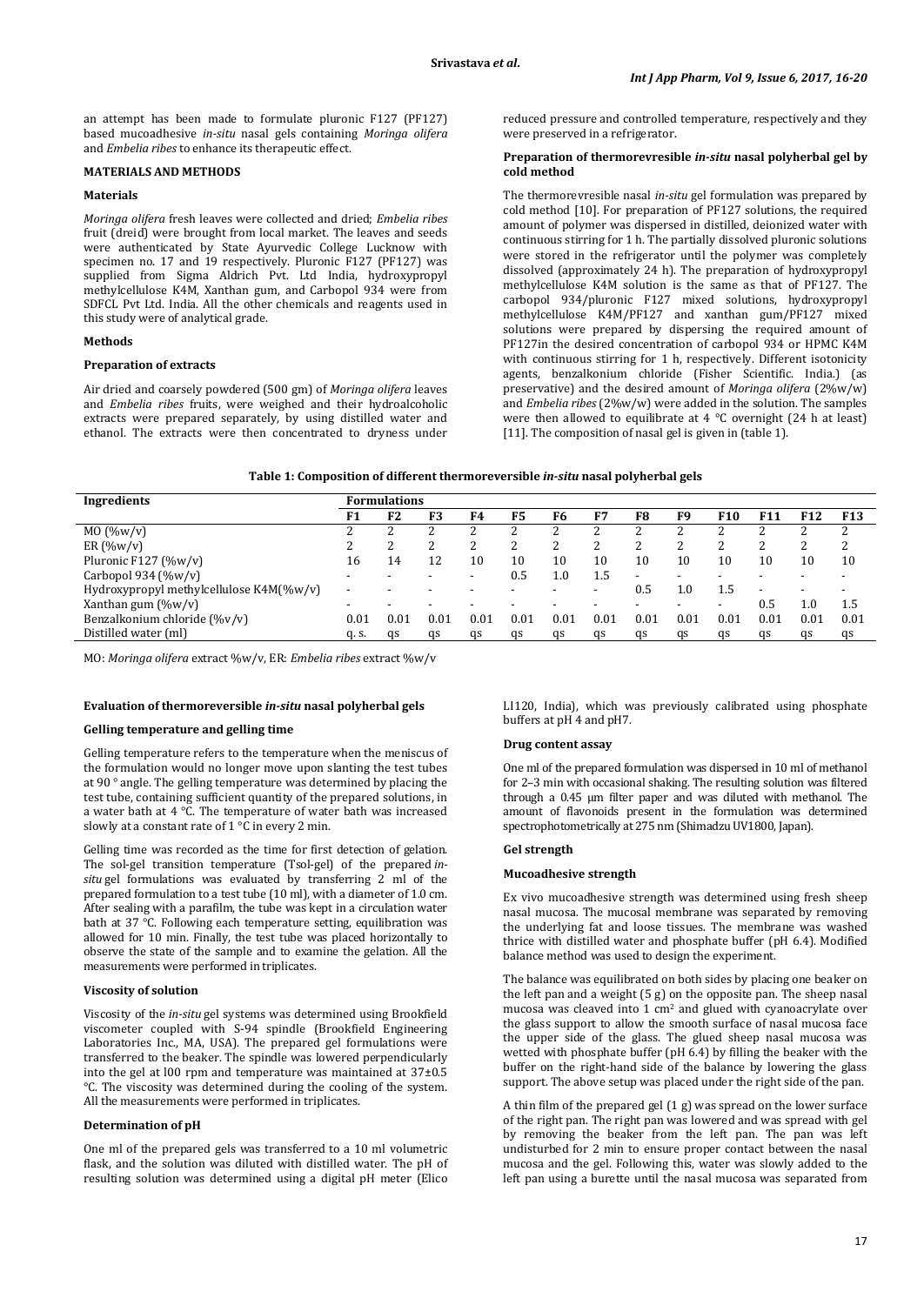an attempt has been made to formulate pluronic F127 (PF127) based mucoadhesive *in-situ* nasal gels containing *Moringa olifera* and *Embelia ribes* to enhance its therapeutic effect.

## MATERIALS AND METHODS

### Materials

*Moringa olifera* fresh leaves were collected and dried; *Embelia ribes* fruit (dreid) were brought from local market. The leaves and seeds were authenticated by State Ayurvedic College Lucknow with specimen no. 17 and 19 respectively. Pluronic F127 (PF127) was supplied from Sigma Aldrich Pvt. Ltd India, hydroxypropyl methylcellulose K4M, Xanthan gum, and Carbopol 934 were from SDFCL Pvt Ltd. India. All the other chemicals and reagents used in this study were of analytical grade.

### Methods

### Preparation of extracts

Air dried and coarsely powdered (500 gm) of *Moringa olifera* leaves and *Embelia ribes* fruits, were weighed and their hydroalcoholic extracts were prepared separately, by using distilled water and ethanol. The extracts were then concentrated to dryness under reduced pressure and controlled temperature, respectively and they were preserved in a refrigerator.

### Preparation of thermorevresible *in-situ* nasal polyherbal gel by cold method

The thermorevresible nasal *in-situ* gel formulation was prepared by cold method [10]. For preparation of PF127 solutions, the required amount of polymer was dispersed in distilled, deionized water with continuous stirring for 1 h. The partially dissolved pluronic solutions were stored in the refrigerator until the polymer was completely dissolved (approximately 24 h). The preparation of hydroxypropyl methylcellulose K4M solution is the same as that of PF127. The carbopol 934/pluronic F127 mixed solutions, hydroxypropyl methylcellulose K4M/PF127 and xanthan gum/PF127 mixed solutions were prepared by dispersing the required amount of PF127in the desired concentration of carbopol 934 or HPMC K4M with continuous stirring for 1 h, respectively. Different isotonicity agents, benzalkonium chloride (Fisher Scientific. India.) (as preservative) and the desired amount of *Moringa olifera* (2%w/w) and *Embelia ribes* (2%w/w) were added in the solution. The samples were then allowed to equilibrate at 4 °C overnight (24 h at least) [11]. The composition of nasal gel is given in (table 1).

**Table 1: Composition of different thermoreversible *in-situ* nasal polyherbal gels**

| Ingredients | Formulations | | | | | | | | | | | | |
|---|---|---|---|---|---|---|---|---|---|---|---|---|---|
| | F1 | F2 | F3 | F4 | F5 | F6 | F7 | F8 | F9 | F10 | F11 | F12 | F13 |
| MO (%w/v) | 2 | 2 | 2 | 2 | 2 | 2 | 2 | 2 | 2 | 2 | 2 | 2 | 2 |
| ER (%w/v) | 2 | 2 | 2 | 2 | 2 | 2 | 2 | 2 | 2 | 2 | 2 | 2 | 2 |
| Pluronic F127 (%w/v) | 16 | 14 | 12 | 10 | 10 | 10 | 10 | 10 | 10 | 10 | 10 | 10 | 10 |
| Carbopol 934 (%w/v) | - | - | - | - | 0.5 | 1.0 | 1.5 | - | - | - | - | - | - |
| Hydroxypropyl methylcellulose K4M(%w/v) | - | - | - | - | - | - | - | 0.5 | 1.0 | 1.5 | - | - | - |
| Xanthan gum (%w/v) | - | - | - | - | - | - | - | - | - | - | 0.5 | 1.0 | 1.5 |
| Benzalkonium chloride (%v/v) | 0.01 | 0.01 | 0.01 | 0.01 | 0.01 | 0.01 | 0.01 | 0.01 | 0.01 | 0.01 | 0.01 | 0.01 | 0.01 |
| Distilled water (ml) | q. s. | qs | qs | qs | qs | qs | qs | qs | qs | qs | qs | qs | qs |

MO: *Moringa olifera* extract %w/v, ER: *Embelia ribes* extract %w/v

### Evaluation of thermoreversible *in-situ* nasal polyherbal gels

### Gelling temperature and gelling time

Gelling temperature refers to the temperature when the meniscus of the formulation would no longer move upon slanting the test tubes at 90 ° angle. The gelling temperature was determined by placing the test tube, containing sufficient quantity of the prepared solutions, in a water bath at 4 °C. The temperature of water bath was increased slowly at a constant rate of 1 °C in every 2 min.

Gelling time was recorded as the time for first detection of gelation. The sol-gel transition temperature (Tsol-gel) of the prepared *in-situ* gel formulations was evaluated by transferring 2 ml of the prepared formulation to a test tube (10 ml), with a diameter of 1.0 cm. After sealing with a parafilm, the tube was kept in a circulation water bath at 37 °C. Following each temperature setting, equilibration was allowed for 10 min. Finally, the test tube was placed horizontally to observe the state of the sample and to examine the gelation. All the measurements were performed in triplicates.

### Viscosity of solution

Viscosity of the *in-situ* gel systems was determined using Brookfield viscometer coupled with S-94 spindle (Brookfield Engineering Laboratories Inc., MA, USA). The prepared gel formulations were transferred to the beaker. The spindle was lowered perpendicularly into the gel at l00 rpm and temperature was maintained at 37±0.5 °C. The viscosity was determined during the cooling of the system. All the measurements were performed in triplicates.

### Determination of pH

One ml of the prepared gels was transferred to a 10 ml volumetric flask, and the solution was diluted with distilled water. The pH of resulting solution was determined using a digital pH meter (Elico LI120, India), which was previously calibrated using phosphate buffers at pH 4 and pH7.

### Drug content assay

One ml of the prepared formulation was dispersed in 10 ml of methanol for 2–3 min with occasional shaking. The resulting solution was filtered through a 0.45 µm filter paper and was diluted with methanol. The amount of flavonoids present in the formulation was determined spectrophotometrically at 275 nm (Shimadzu UV1800, Japan).

### Gel strength

### Mucoadhesive strength

Ex vivo mucoadhesive strength was determined using fresh sheep nasal mucosa. The mucosal membrane was separated by removing the underlying fat and loose tissues. The membrane was washed thrice with distilled water and phosphate buffer (pH 6.4). Modified balance method was used to design the experiment.

The balance was equilibrated on both sides by placing one beaker on the left pan and a weight (5 g) on the opposite pan. The sheep nasal mucosa was cleaved into 1 cm$^2$ and glued with cyanoacrylate over the glass support to allow the smooth surface of nasal mucosa face the upper side of the glass. The glued sheep nasal mucosa was wetted with phosphate buffer (pH 6.4) by filling the beaker with the buffer on the right-hand side of the balance by lowering the glass support. The above setup was placed under the right side of the pan.

A thin film of the prepared gel (1 g) was spread on the lower surface of the right pan. The right pan was lowered and was spread with gel by removing the beaker from the left pan. The pan was left undisturbed for 2 min to ensure proper contact between the nasal mucosa and the gel. Following this, water was slowly added to the left pan using a burette until the nasal mucosa was separated from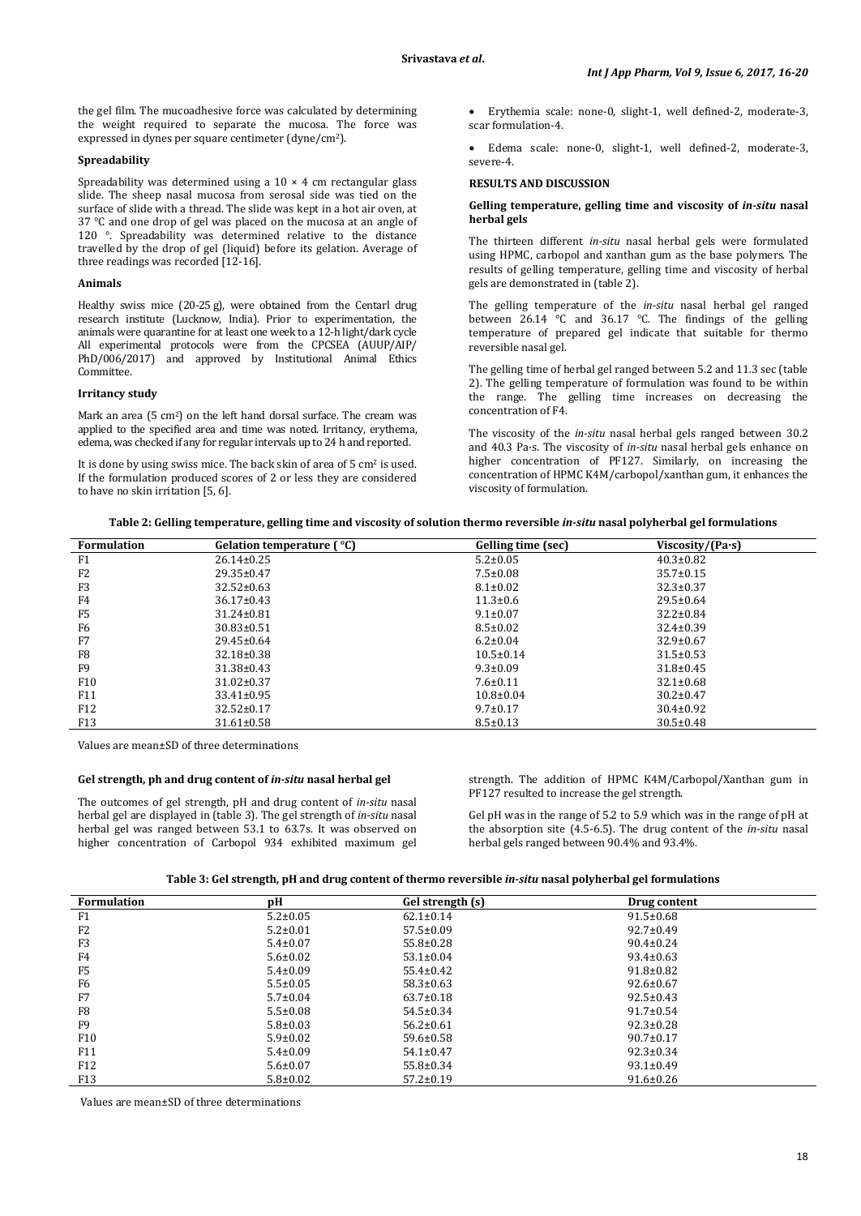the gel film. The mucoadhesive force was calculated by determining the weight required to separate the mucosa. The force was expressed in dynes per square centimeter (dyne/cm$^2$).

### Spreadability

Spreadability was determined using a 10 × 4 cm rectangular glass slide. The sheep nasal mucosa from serosal side was tied on the surface of slide with a thread. The slide was kept in a hot air oven, at 37 °C and one drop of gel was placed on the mucosa at an angle of 120 °. Spreadability was determined relative to the distance travelled by the drop of gel (liquid) before its gelation. Average of three readings was recorded [12-16].

### Animals

Healthy swiss mice (20-25 g), were obtained from the Centarl drug research institute (Lucknow, India). Prior to experimentation, the animals were quarantine for at least one week to a 12-h light/dark cycle All experimental protocols were from the CPCSEA (AUUP/AIP/ PhD/006/2017) and approved by Institutional Animal Ethics Committee.

### Irritancy study

Mark an area (5 cm$^2$) on the left hand dorsal surface. The cream was applied to the specified area and time was noted. Irritancy, erythema, edema, was checked if any for regular intervals up to 24 h and reported.

It is done by using swiss mice. The back skin of area of 5 cm$^2$ is used. If the formulation produced scores of 2 or less they are considered to have no skin irritation [5, 6].

- Erythemia scale: none-0, slight-1, well defined-2, moderate-3, scar formulation-4.
- Edema scale: none-0, slight-1, well defined-2, moderate-3, severe-4.

## RESULTS AND DISCUSSION

### Gelling temperature, gelling time and viscosity of *in-situ* nasal herbal gels

The thirteen different *in-situ* nasal herbal gels were formulated using HPMC, carbopol and xanthan gum as the base polymers. The results of gelling temperature, gelling time and viscosity of herbal gels are demonstrated in (table 2).

The gelling temperature of the *in-situ* nasal herbal gel ranged between 26.14 °C and 36.17 °C. The findings of the gelling temperature of prepared gel indicate that suitable for thermo reversible nasal gel.

The gelling time of herbal gel ranged between 5.2 and 11.3 sec (table 2). The gelling temperature of formulation was found to be within the range. The gelling time increases on decreasing the concentration of F4.

The viscosity of the *in-situ* nasal herbal gels ranged between 30.2 and 40.3 Pa·s. The viscosity of *in-situ* nasal herbal gels enhance on higher concentration of PF127. Similarly, on increasing the concentration of HPMC K4M/carbopol/xanthan gum, it enhances the viscosity of formulation.

**Table 2: Gelling temperature, gelling time and viscosity of solution thermo reversible *in-situ* nasal polyherbal gel formulations**

| Formulation | Gelation temperature ( °C) | Gelling time (sec) | Viscosity/(Pa·s) |
|---|---|---|---|
| F1 | 26.14±0.25 | 5.2±0.05 | 40.3±0.82 |
| F2 | 29.35±0.47 | 7.5±0.08 | 35.7±0.15 |
| F3 | 32.52±0.63 | 8.1±0.02 | 32.3±0.37 |
| F4 | 36.17±0.43 | 11.3±0.6 | 29.5±0.64 |
| F5 | 31.24±0.81 | 9.1±0.07 | 32.2±0.84 |
| F6 | 30.83±0.51 | 8.5±0.02 | 32.4±0.39 |
| F7 | 29.45±0.64 | 6.2±0.04 | 32.9±0.67 |
| F8 | 32.18±0.38 | 10.5±0.14 | 31.5±0.53 |
| F9 | 31.38±0.43 | 9.3±0.09 | 31.8±0.45 |
| F10 | 31.02±0.37 | 7.6±0.11 | 32.1±0.68 |
| F11 | 33.41±0.95 | 10.8±0.04 | 30.2±0.47 |
| F12 | 32.52±0.17 | 9.7±0.17 | 30.4±0.92 |
| F13 | 31.61±0.58 | 8.5±0.13 | 30.5±0.48 |

Values are mean±SD of three determinations

### Gel strength, ph and drug content of *in-situ* nasal herbal gel

The outcomes of gel strength, pH and drug content of *in-situ* nasal herbal gel are displayed in (table 3). The gel strength of *in-situ* nasal herbal gel was ranged between 53.1 to 63.7s. It was observed on higher concentration of Carbopol 934 exhibited maximum gel strength. The addition of HPMC K4M/Carbopol/Xanthan gum in PF127 resulted to increase the gel strength.

Gel pH was in the range of 5.2 to 5.9 which was in the range of pH at the absorption site (4.5-6.5). The drug content of the *in-situ* nasal herbal gels ranged between 90.4% and 93.4%.

**Table 3: Gel strength, pH and drug content of thermo reversible *in-situ* nasal polyherbal gel formulations**

| Formulation | pH | Gel strength (s) | Drug content |
|---|---|---|---|
| F1 | 5.2±0.05 | 62.1±0.14 | 91.5±0.68 |
| F2 | 5.2±0.01 | 57.5±0.09 | 92.7±0.49 |
| F3 | 5.4±0.07 | 55.8±0.28 | 90.4±0.24 |
| F4 | 5.6±0.02 | 53.1±0.04 | 93.4±0.63 |
| F5 | 5.4±0.09 | 55.4±0.42 | 91.8±0.82 |
| F6 | 5.5±0.05 | 58.3±0.63 | 92.6±0.67 |
| F7 | 5.7±0.04 | 63.7±0.18 | 92.5±0.43 |
| F8 | 5.5±0.08 | 54.5±0.34 | 91.7±0.54 |
| F9 | 5.8±0.03 | 56.2±0.61 | 92.3±0.28 |
| F10 | 5.9±0.02 | 59.6±0.58 | 90.7±0.17 |
| F11 | 5.4±0.09 | 54.1±0.47 | 92.3±0.34 |
| F12 | 5.6±0.07 | 55.8±0.34 | 93.1±0.49 |
| F13 | 5.8±0.02 | 57.2±0.19 | 91.6±0.26 |

Values are mean±SD of three determinations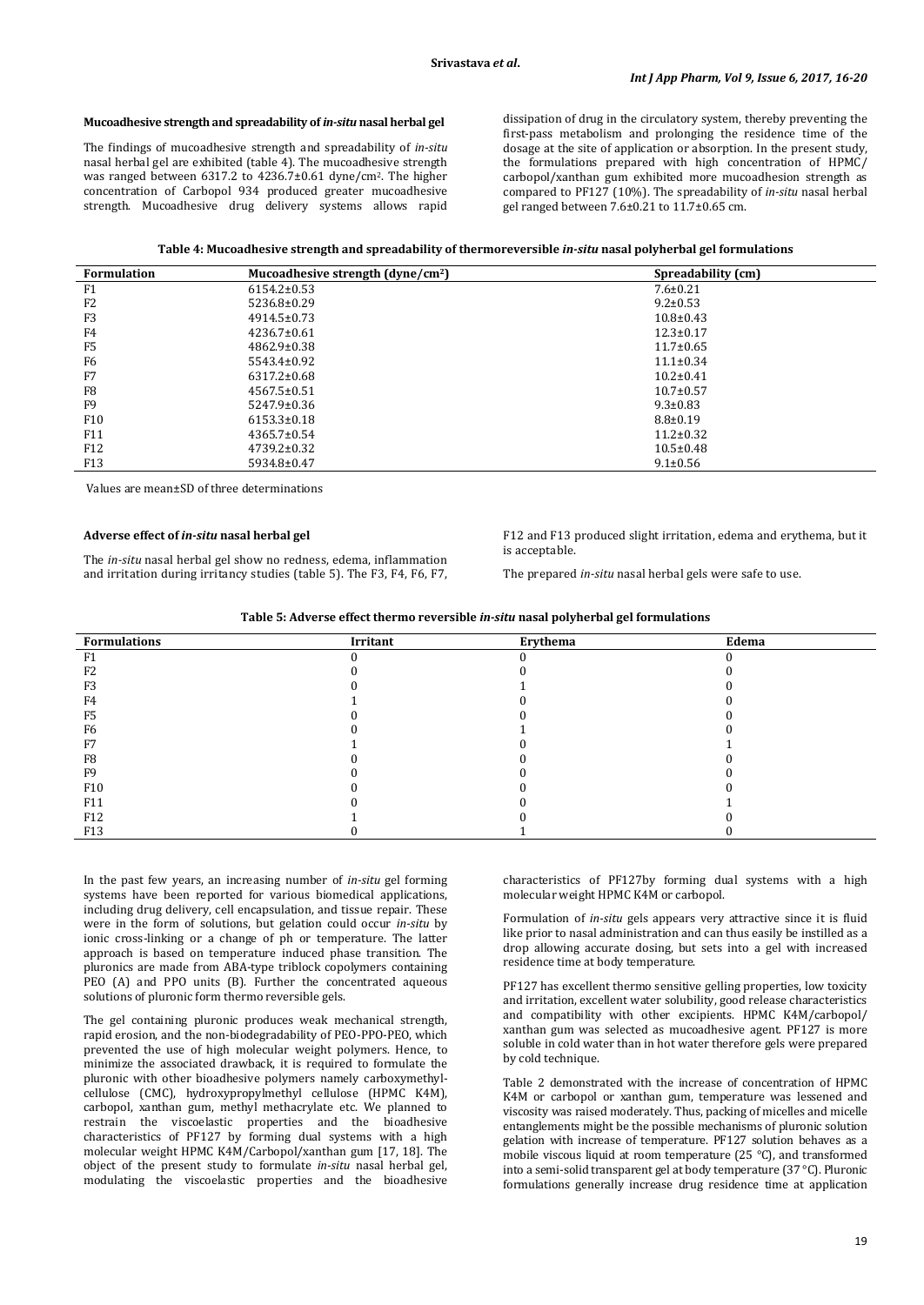### Mucoadhesive strength and spreadability of *in-situ* nasal herbal gel

The findings of mucoadhesive strength and spreadability of *in-situ* nasal herbal gel are exhibited (table 4). The mucoadhesive strength was ranged between 6317.2 to 4236.7±0.61 dyne/cm². The higher concentration of Carbopol 934 produced greater mucoadhesive strength. Mucoadhesive drug delivery systems allows rapid dissipation of drug in the circulatory system, thereby preventing the first-pass metabolism and prolonging the residence time of the dosage at the site of application or absorption. In the present study, the formulations prepared with high concentration of HPMC/ carbopol/xanthan gum exhibited more mucoadhesion strength as compared to PF127 (10%). The spreadability of *in-situ* nasal herbal gel ranged between 7.6±0.21 to 11.7±0.65 cm.

**Table 4: Mucoadhesive strength and spreadability of thermoreversible *in-situ* nasal polyherbal gel formulations**

| Formulation | Mucoadhesive strength (dyne/cm²) | Spreadability (cm) |
|---|---|---|
| F1 | 6154.2±0.53 | 7.6±0.21 |
| F2 | 5236.8±0.29 | 9.2±0.53 |
| F3 | 4914.5±0.73 | 10.8±0.43 |
| F4 | 4236.7±0.61 | 12.3±0.17 |
| F5 | 4862.9±0.38 | 11.7±0.65 |
| F6 | 5543.4±0.92 | 11.1±0.34 |
| F7 | 6317.2±0.68 | 10.2±0.41 |
| F8 | 4567.5±0.51 | 10.7±0.57 |
| F9 | 5247.9±0.36 | 9.3±0.83 |
| F10 | 6153.3±0.18 | 8.8±0.19 |
| F11 | 4365.7±0.54 | 11.2±0.32 |
| F12 | 4739.2±0.32 | 10.5±0.48 |
| F13 | 5934.8±0.47 | 9.1±0.56 |

Values are mean±SD of three determinations

### Adverse effect of *in-situ* nasal herbal gel

The *in-situ* nasal herbal gel show no redness, edema, inflammation and irritation during irritancy studies (table 5). The F3, F4, F6, F7, F12 and F13 produced slight irritation, edema and erythema, but it is acceptable.

The prepared *in-situ* nasal herbal gels were safe to use.

**Table 5: Adverse effect thermo reversible *in-situ* nasal polyherbal gel formulations**

| Formulations | Irritant | Erythema | Edema |
|---|---|---|---|
| F1 | 0 | 0 | 0 |
| F2 | 0 | 0 | 0 |
| F3 | 0 | 1 | 0 |
| F4 | 1 | 0 | 0 |
| F5 | 0 | 0 | 0 |
| F6 | 0 | 1 | 0 |
| F7 | 1 | 0 | 1 |
| F8 | 0 | 0 | 0 |
| F9 | 0 | 0 | 0 |
| F10 | 0 | 0 | 0 |
| F11 | 0 | 0 | 1 |
| F12 | 1 | 0 | 0 |
| F13 | 0 | 1 | 0 |

In the past few years, an increasing number of *in-situ* gel forming systems have been reported for various biomedical applications, including drug delivery, cell encapsulation, and tissue repair. These were in the form of solutions, but gelation could occur *in-situ* by ionic cross-linking or a change of ph or temperature. The latter approach is based on temperature induced phase transition. The pluronics are made from ABA-type triblock copolymers containing PEO (A) and PPO units (B). Further the concentrated aqueous solutions of pluronic form thermo reversible gels.

The gel containing pluronic produces weak mechanical strength, rapid erosion, and the non-biodegradability of PEO-PPO-PEO, which prevented the use of high molecular weight polymers. Hence, to minimize the associated drawback, it is required to formulate the pluronic with other bioadhesive polymers namely carboxymethyl-cellulose (CMC), hydroxypropylmethyl cellulose (HPMC K4M), carbopol, xanthan gum, methyl methacrylate etc. We planned to restrain the viscoelastic properties and the bioadhesive characteristics of PF127 by forming dual systems with a high molecular weight HPMC K4M/Carbopol/xanthan gum [17, 18]. The object of the present study to formulate *in-situ* nasal herbal gel, modulating the viscoelastic properties and the bioadhesive characteristics of PF127by forming dual systems with a high molecular weight HPMC K4M or carbopol.

Formulation of *in-situ* gels appears very attractive since it is fluid like prior to nasal administration and can thus easily be instilled as a drop allowing accurate dosing, but sets into a gel with increased residence time at body temperature.

PF127 has excellent thermo sensitive gelling properties, low toxicity and irritation, excellent water solubility, good release characteristics and compatibility with other excipients. HPMC K4M/carbopol/ xanthan gum was selected as mucoadhesive agent. PF127 is more soluble in cold water than in hot water therefore gels were prepared by cold technique.

Table 2 demonstrated with the increase of concentration of HPMC K4M or carbopol or xanthan gum, temperature was lessened and viscosity was raised moderately. Thus, packing of micelles and micelle entanglements might be the possible mechanisms of pluronic solution gelation with increase of temperature. PF127 solution behaves as a mobile viscous liquid at room temperature (25 °C), and transformed into a semi-solid transparent gel at body temperature (37 °C). Pluronic formulations generally increase drug residence time at application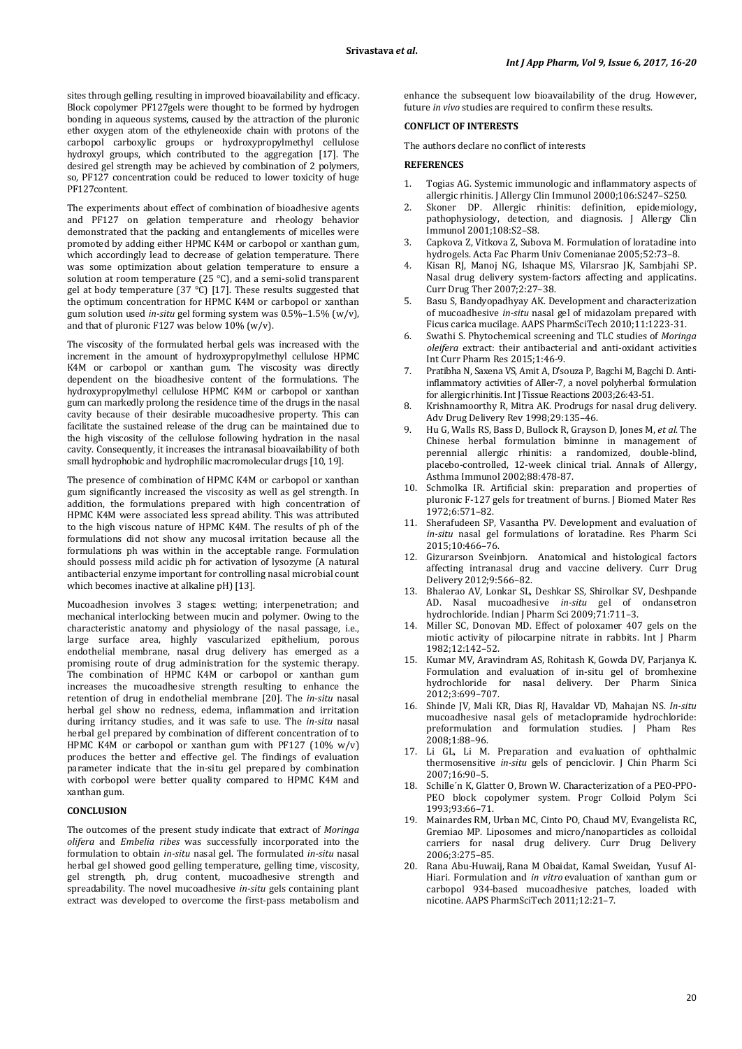sites through gelling, resulting in improved bioavailability and efficacy. Block copolymer PF127gels were thought to be formed by hydrogen bonding in aqueous systems, caused by the attraction of the pluronic ether oxygen atom of the ethyleneoxide chain with protons of the carbopol carboxylic groups or hydroxypropylmethyl cellulose hydroxyl groups, which contributed to the aggregation [17]. The desired gel strength may be achieved by combination of 2 polymers, so, PF127 concentration could be reduced to lower toxicity of huge PF127content.

The experiments about effect of combination of bioadhesive agents and PF127 on gelation temperature and rheology behavior demonstrated that the packing and entanglements of micelles were promoted by adding either HPMC K4M or carbopol or xanthan gum, which accordingly lead to decrease of gelation temperature. There was some optimization about gelation temperature to ensure a solution at room temperature (25 °C), and a semi-solid transparent gel at body temperature (37 °C) [17]. These results suggested that the optimum concentration for HPMC K4M or carbopol or xanthan gum solution used *in-situ* gel forming system was 0.5%–1.5% (w/v), and that of pluronic F127 was below 10% (w/v).

The viscosity of the formulated herbal gels was increased with the increment in the amount of hydroxypropylmethyl cellulose HPMC K4M or carbopol or xanthan gum. The viscosity was directly dependent on the bioadhesive content of the formulations. The hydroxypropylmethyl cellulose HPMC K4M or carbopol or xanthan gum can markedly prolong the residence time of the drugs in the nasal cavity because of their desirable mucoadhesive property. This can facilitate the sustained release of the drug can be maintained due to the high viscosity of the cellulose following hydration in the nasal cavity. Consequently, it increases the intranasal bioavailability of both small hydrophobic and hydrophilic macromolecular drugs [10, 19].

The presence of combination of HPMC K4M or carbopol or xanthan gum significantly increased the viscosity as well as gel strength. In addition, the formulations prepared with high concentration of HPMC K4M were associated less spread ability. This was attributed to the high viscous nature of HPMC K4M. The results of ph of the formulations did not show any mucosal irritation because all the formulations ph was within in the acceptable range. Formulation should possess mild acidic ph for activation of lysozyme (A natural antibacterial enzyme important for controlling nasal microbial count which becomes inactive at alkaline pH) [13].

Mucoadhesion involves 3 stages: wetting; interpenetration; and mechanical interlocking between mucin and polymer. Owing to the characteristic anatomy and physiology of the nasal passage, i.e., large surface area, highly vascularized epithelium, porous endothelial membrane, nasal drug delivery has emerged as a promising route of drug administration for the systemic therapy. The combination of HPMC K4M or carbopol or xanthan gum increases the mucoadhesive strength resulting to enhance the retention of drug in endothelial membrane [20]. The *in-situ* nasal herbal gel show no redness, edema, inflammation and irritation during irritancy studies, and it was safe to use. The *in-situ* nasal herbal gel prepared by combination of different concentration of to HPMC K4M or carbopol or xanthan gum with PF127 (10% w/v) produces the better and effective gel. The findings of evaluation parameter indicate that the in-situ gel prepared by combination with corbopol were better quality compared to HPMC K4M and xanthan gum.

## CONCLUSION

The outcomes of the present study indicate that extract of *Moringa olifera* and *Embelia ribes* was successfully incorporated into the formulation to obtain *in-situ* nasal gel. The formulated *in-situ* nasal herbal gel showed good gelling temperature, gelling time, viscosity, gel strength, ph, drug content, mucoadhesive strength and spreadability. The novel mucoadhesive *in-situ* gels containing plant extract was developed to overcome the first-pass metabolism and enhance the subsequent low bioavailability of the drug. However, future *in vivo* studies are required to confirm these results.

## CONFLICT OF INTERESTS

The authors declare no conflict of interests

## REFERENCES

1. Togias AG. Systemic immunologic and inflammatory aspects of allergic rhinitis. J Allergy Clin Immunol 2000;106:S247–S250.
2. Skoner DP. Allergic rhinitis: definition, epidemiology, pathophysiology, detection, and diagnosis. J Allergy Clin Immunol 2001;108:S2–S8.
3. Capkova Z, Vitkova Z, Subova M. Formulation of loratadine into hydrogels. Acta Fac Pharm Univ Comenianae 2005;52:73–8.
4. Kisan RJ, Manoj NG, Ishaque MS, Vilarsrao JK, Sambjahi SP. Nasal drug delivery system-factors affecting and applicatins. Curr Drug Ther 2007;2:27–38.
5. Basu S, Bandyopadhyay AK. Development and characterization of mucoadhesive *in-situ* nasal gel of midazolam prepared with Ficus carica mucilage. AAPS PharmSciTech 2010;11:1223-31.
6. Swathi S. Phytochemical screening and TLC studies of *Moringa oleifera* extract: their antibacterial and anti-oxidant activities Int Curr Pharm Res 2015;1:46-9.
7. Pratibha N, Saxena VS, Amit A, D'souza P, Bagchi M, Bagchi D. Anti-inflammatory activities of Aller-7, a novel polyherbal formulation for allergic rhinitis. Int J Tissue Reactions 2003;26:43-51.
8. Krishnamoorthy R, Mitra AK. Prodrugs for nasal drug delivery. Adv Drug Delivery Rev 1998;29:135–46.
9. Hu G, Walls RS, Bass D, Bullock R, Grayson D, Jones M, *et al*. The Chinese herbal formulation biminne in management of perennial allergic rhinitis: a randomized, double-blind, placebo-controlled, 12-week clinical trial. Annals of Allergy, Asthma Immunol 2002;88:478-87.
10. Schmolka IR. Artificial skin: preparation and properties of pluronic F-127 gels for treatment of burns. J Biomed Mater Res 1972;6:571–82.
11. Sherafudeen SP, Vasantha PV. Development and evaluation of *in-situ* nasal gel formulations of loratadine. Res Pharm Sci 2015;10:466–76.
12. Gizurarson Sveinbjorn. Anatomical and histological factors affecting intranasal drug and vaccine delivery. Curr Drug Delivery 2012;9:566–82.
13. Bhalerao AV, Lonkar SL, Deshkar SS, Shirolkar SV, Deshpande AD. Nasal mucoadhesive *in-situ* gel of ondansetron hydrochloride. Indian J Pharm Sci 2009;71:711–3.
14. Miller SC, Donovan MD. Effect of poloxamer 407 gels on the miotic activity of pilocarpine nitrate in rabbits. Int J Pharm 1982;12:142–52.
15. Kumar MV, Aravindram AS, Rohitash K, Gowda DV, Parjanya K. Formulation and evaluation of in-situ gel of bromhexine hydrochloride for nasal delivery. Der Pharm Sinica 2012;3:699–707.
16. Shinde JV, Mali KR, Dias RJ, Havaldar VD, Mahajan NS. *In-situ* mucoadhesive nasal gels of metaclopramide hydrochloride: preformulation and formulation studies. J Pham Res 2008;1:88–96.
17. Li GL, Li M. Preparation and evaluation of ophthalmic thermosensitive *in-situ* gels of penciclovir. J Chin Pharm Sci 2007;16:90–5.
18. Schille´n K, Glatter O, Brown W. Characterization of a PEO-PPO-PEO block copolymer system. Progr Colloid Polym Sci 1993;93:66–71.
19. Mainardes RM, Urban MC, Cinto PO, Chaud MV, Evangelista RC, Gremiao MP. Liposomes and micro/nanoparticles as colloidal carriers for nasal drug delivery. Curr Drug Delivery 2006;3:275–85.
20. Rana Abu-Huwaij, Rana M Obaidat, Kamal Sweidan, Yusuf Al-Hiari. Formulation and *in vitro* evaluation of xanthan gum or carbopol 934-based mucoadhesive patches, loaded with nicotine. AAPS PharmSciTech 2011;12:21–7.